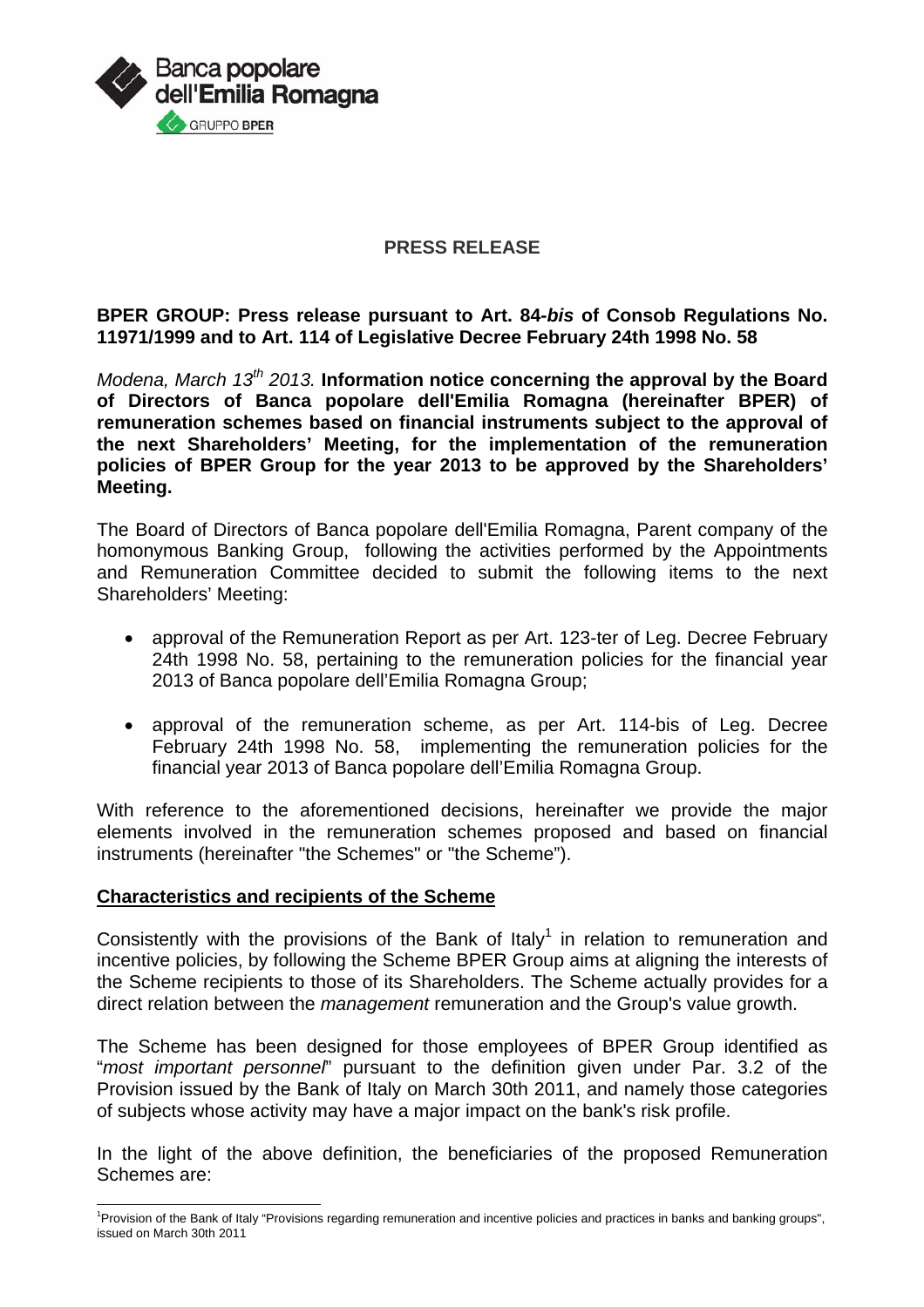## PRESS RELEASE

**BPER GROUP: Press release pursuant to Art. 84-*bis* of Consob Regulations No. 11971/1999 and to Art. 114 of Legislative Decree February 24th 1998 No. 58**

*Modena, March 13th 2013.* **Information notice concerning the approval by the Board of Directors of Banca popolare dell'Emilia Romagna (hereinafter BPER) of remuneration schemes based on financial instruments subject to the approval of the next Shareholders' Meeting, for the implementation of the remuneration policies of BPER Group for the year 2013 to be approved by the Shareholders' Meeting.**

The Board of Directors of Banca popolare dell'Emilia Romagna, Parent company of the homonymous Banking Group, following the activities performed by the Appointments and Remuneration Committee decided to submit the following items to the next Shareholders' Meeting:

- approval of the Remuneration Report as per Art. 123-ter of Leg. Decree February 24th 1998 No. 58, pertaining to the remuneration policies for the financial year 2013 of Banca popolare dell'Emilia Romagna Group;
- approval of the remuneration scheme, as per Art. 114-bis of Leg. Decree February 24th 1998 No. 58, implementing the remuneration policies for the financial year 2013 of Banca popolare dell'Emilia Romagna Group.

With reference to the aforementioned decisions, hereinafter we provide the major elements involved in the remuneration schemes proposed and based on financial instruments (hereinafter "the Schemes" or "the Scheme").

### Characteristics and recipients of the Scheme

Consistently with the provisions of the Bank of Italy[1] in relation to remuneration and incentive policies, by following the Scheme BPER Group aims at aligning the interests of the Scheme recipients to those of its Shareholders. The Scheme actually provides for a direct relation between the *management* remuneration and the Group's value growth.

The Scheme has been designed for those employees of BPER Group identified as "*most important personnel*" pursuant to the definition given under Par. 3.2 of the Provision issued by the Bank of Italy on March 30th 2011, and namely those categories of subjects whose activity may have a major impact on the bank's risk profile.

In the light of the above definition, the beneficiaries of the proposed Remuneration Schemes are:

[1] Provision of the Bank of Italy "Provisions regarding remuneration and incentive policies and practices in banks and banking groups", issued on March 30th 2011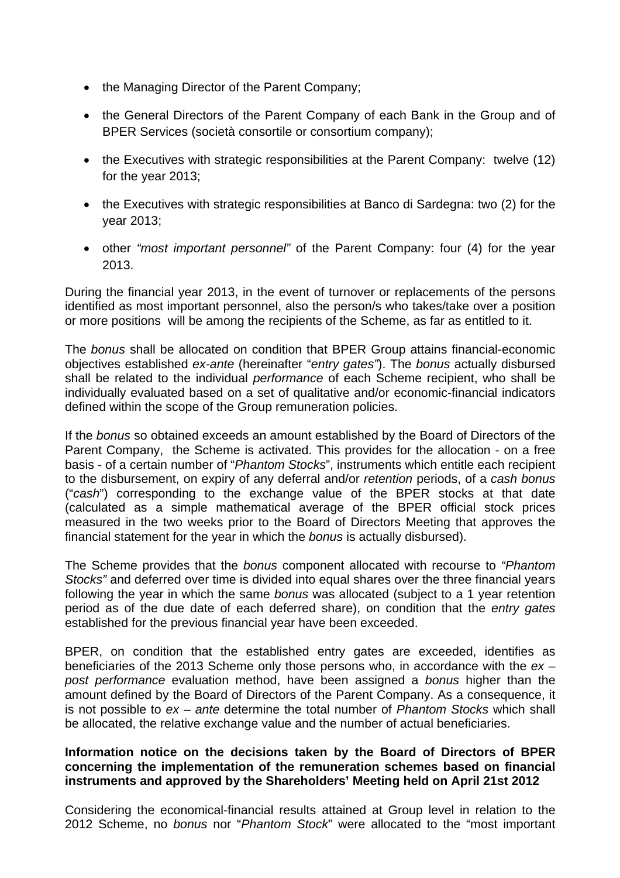- the Managing Director of the Parent Company;
- the General Directors of the Parent Company of each Bank in the Group and of BPER Services (società consortile or consortium company);
- the Executives with strategic responsibilities at the Parent Company: twelve (12) for the year 2013;
- the Executives with strategic responsibilities at Banco di Sardegna: two (2) for the year 2013;
- other *"most important personnel"* of the Parent Company: four (4) for the year 2013.

During the financial year 2013, in the event of turnover or replacements of the persons identified as most important personnel, also the person/s who takes/take over a position or more positions will be among the recipients of the Scheme, as far as entitled to it.

The *bonus* shall be allocated on condition that BPER Group attains financial-economic objectives established *ex-ante* (hereinafter "*entry gates"*). The *bonus* actually disbursed shall be related to the individual *performance* of each Scheme recipient, who shall be individually evaluated based on a set of qualitative and/or economic-financial indicators defined within the scope of the Group remuneration policies.

If the *bonus* so obtained exceeds an amount established by the Board of Directors of the Parent Company, the Scheme is activated. This provides for the allocation - on a free basis - of a certain number of "*Phantom Stocks*", instruments which entitle each recipient to the disbursement, on expiry of any deferral and/or *retention* periods, of a *cash bonus* ("*cash*") corresponding to the exchange value of the BPER stocks at that date (calculated as a simple mathematical average of the BPER official stock prices measured in the two weeks prior to the Board of Directors Meeting that approves the financial statement for the year in which the *bonus* is actually disbursed).

The Scheme provides that the *bonus* component allocated with recourse to *"Phantom Stocks"* and deferred over time is divided into equal shares over the three financial years following the year in which the same *bonus* was allocated (subject to a 1 year retention period as of the due date of each deferred share), on condition that the *entry gates* established for the previous financial year have been exceeded.

BPER, on condition that the established entry gates are exceeded, identifies as beneficiaries of the 2013 Scheme only those persons who, in accordance with the *ex – post performance* evaluation method, have been assigned a *bonus* higher than the amount defined by the Board of Directors of the Parent Company. As a consequence, it is not possible to *ex – ante* determine the total number of *Phantom Stocks* which shall be allocated, the relative exchange value and the number of actual beneficiaries.

**Information notice on the decisions taken by the Board of Directors of BPER concerning the implementation of the remuneration schemes based on financial instruments and approved by the Shareholders' Meeting held on April 21st 2012**

Considering the economical-financial results attained at Group level in relation to the 2012 Scheme, no *bonus* nor "*Phantom Stock*" were allocated to the "most important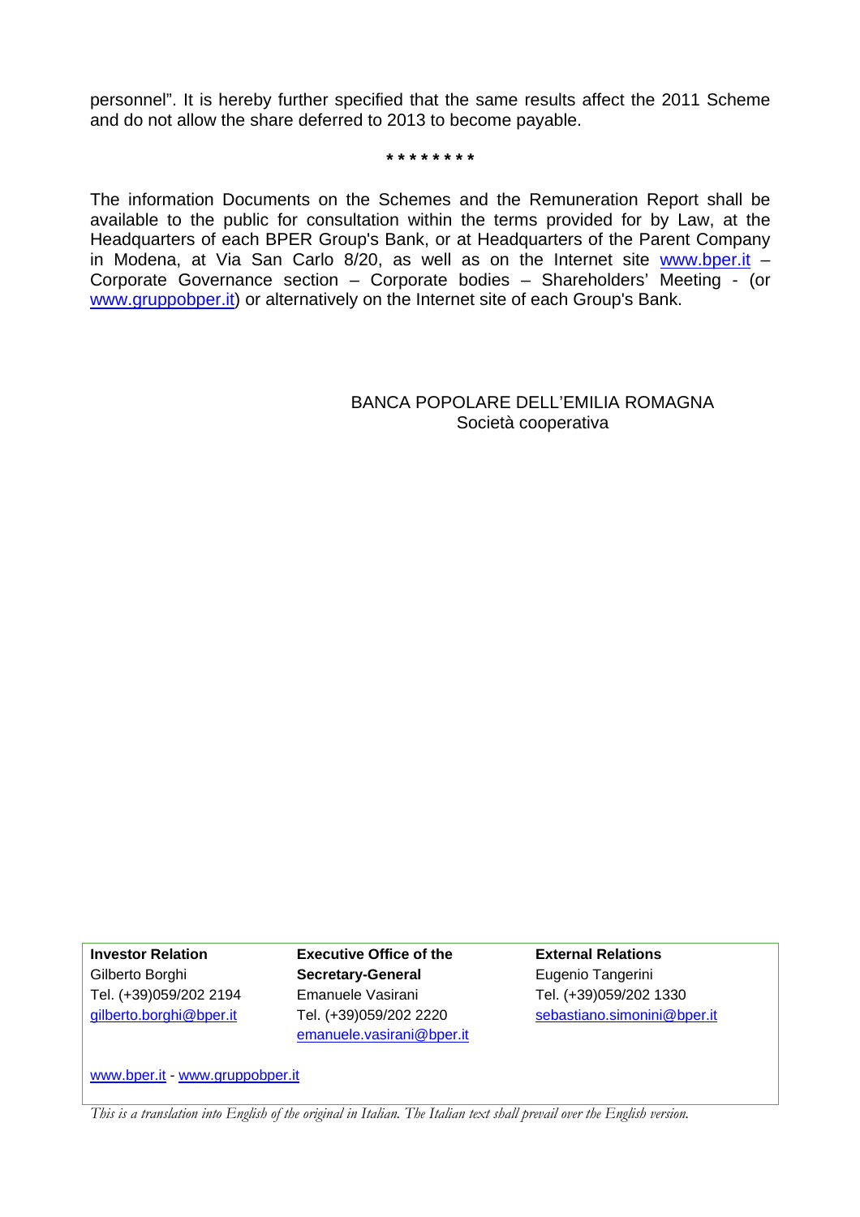personnel". It is hereby further specified that the same results affect the 2011 Scheme and do not allow the share deferred to 2013 to become payable.

**\* \* \* \* \* \* \* \***

The information Documents on the Schemes and the Remuneration Report shall be available to the public for consultation within the terms provided for by Law, at the Headquarters of each BPER Group's Bank, or at Headquarters of the Parent Company in Modena, at Via San Carlo 8/20, as well as on the Internet site www.bper.it – Corporate Governance section – Corporate bodies – Shareholders' Meeting - (or www.gruppobper.it) or alternatively on the Internet site of each Group's Bank.

BANCA POPOLARE DELL'EMILIA ROMAGNA
Società cooperativa

| **Investor Relation** | **Executive Office of the Secretary-General** | **External Relations** |
|---|---|---|
| Gilberto Borghi | Emanuele Vasirani | Eugenio Tangerini |
| Tel. (+39)059/202 2194 | Tel. (+39)059/202 2220 | Tel. (+39)059/202 1330 |
| gilberto.borghi@bper.it | emanuele.vasirani@bper.it | sebastiano.simonini@bper.it |

www.bper.it - www.gruppobper.it

*This is a translation into English of the original in Italian. The Italian text shall prevail over the English version.*